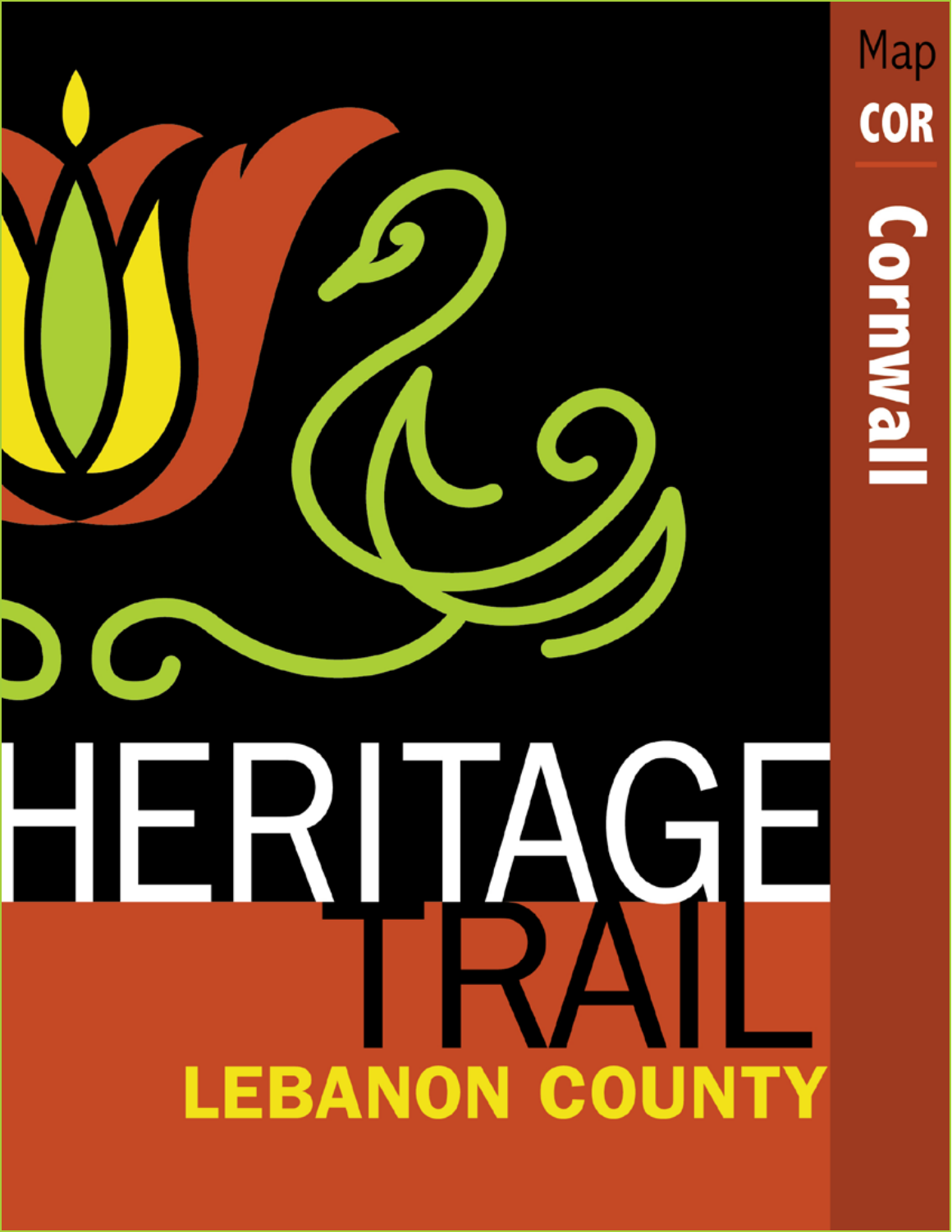# HERITAGE TRAIL

## LEBANON COUNTY

Map

COR

Cornwall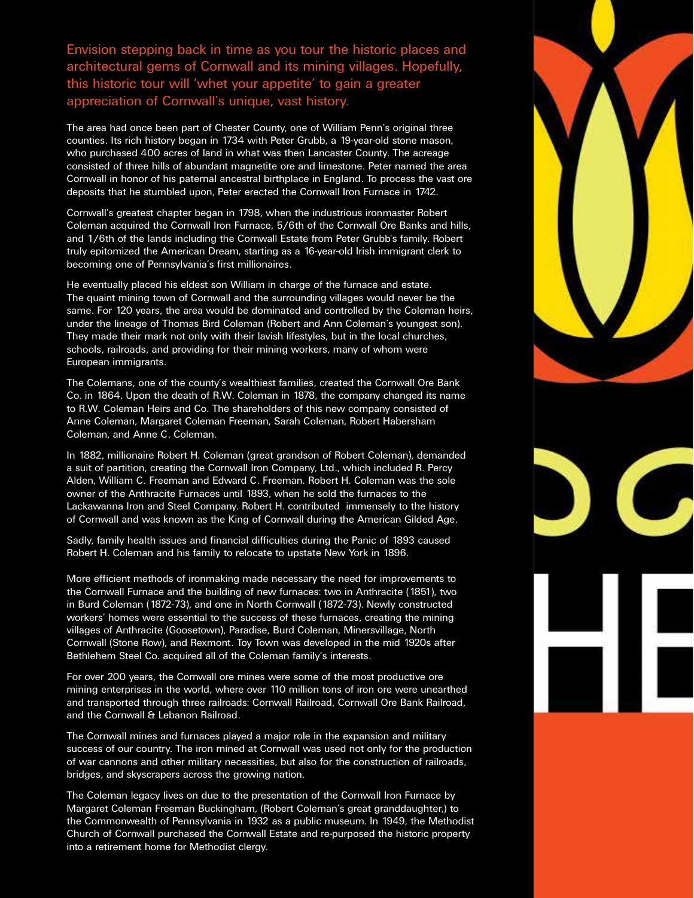Envision stepping back in time as you tour the historic places and architectural gems of Cornwall and its mining villages. Hopefully, this historic tour will 'whet your appetite' to gain a greater appreciation of Cornwall's unique, vast history.

The area had once been part of Chester County, one of William Penn's original three counties. Its rich history began in 1734 with Peter Grubb, a 19-year-old stone mason, who purchased 400 acres of land in what was then Lancaster County. The acreage consisted of three hills of abundant magnetite ore and limestone. Peter named the area Cornwall in honor of his paternal ancestral birthplace in England. To process the vast ore deposits that he stumbled upon, Peter erected the Cornwall Iron Furnace in 1742.

Cornwall's greatest chapter began in 1798, when the industrious ironmaster Robert Coleman acquired the Cornwall Iron Furnace, 5/6th of the Cornwall Ore Banks and hills, and 1/6th of the lands including the Cornwall Estate from Peter Grubb's family. Robert truly epitomized the American Dream, starting as a 16-year-old Irish immigrant clerk to becoming one of Pennsylvania's first millionaires.

He eventually placed his eldest son William in charge of the furnace and estate. The quaint mining town of Cornwall and the surrounding villages would never be the same. For 120 years, the area would be dominated and controlled by the Coleman heirs, under the lineage of Thomas Bird Coleman (Robert and Ann Coleman's youngest son). They made their mark not only with their lavish lifestyles, but in the local churches, schools, railroads, and providing for their mining workers, many of whom were European immigrants.

The Colemans, one of the county's wealthiest families, created the Cornwall Ore Bank Co. in 1864. Upon the death of R.W. Coleman in 1878, the company changed its name to R.W. Coleman Heirs and Co. The shareholders of this new company consisted of Anne Coleman, Margaret Coleman Freeman, Sarah Coleman, Robert Habersham Coleman, and Anne C. Coleman.

In 1882, millionaire Robert H. Coleman (great grandson of Robert Coleman), demanded a suit of partition, creating the Cornwall Iron Company, Ltd., which included R. Percy Alden, William C. Freeman and Edward C. Freeman. Robert H. Coleman was the sole owner of the Anthracite Furnaces until 1893, when he sold the furnaces to the Lackawanna Iron and Steel Company. Robert H. contributed immensely to the history of Cornwall and was known as the King of Cornwall during the American Gilded Age.

Sadly, family health issues and financial difficulties during the Panic of 1893 caused Robert H. Coleman and his family to relocate to upstate New York in 1896.

More efficient methods of ironmaking made necessary the need for improvements to the Cornwall Furnace and the building of new furnaces: two in Anthracite (1851), two in Burd Coleman (1872-73), and one in North Cornwall (1872-73). Newly constructed workers' homes were essential to the success of these furnaces, creating the mining villages of Anthracite (Goosetown), Paradise, Burd Coleman, Minersvillage, North Cornwall (Stone Row), and Rexmont. Toy Town was developed in the mid 1920s after Bethlehem Steel Co. acquired all of the Coleman family's interests.

For over 200 years, the Cornwall ore mines were some of the most productive ore mining enterprises in the world, where over 110 million tons of iron ore were unearthed and transported through three railroads: Cornwall Railroad, Cornwall Ore Bank Railroad, and the Cornwall & Lebanon Railroad.

The Cornwall mines and furnaces played a major role in the expansion and military success of our country. The iron mined at Cornwall was used not only for the production of war cannons and other military necessities, but also for the construction of railroads, bridges, and skyscrapers across the growing nation.

The Coleman legacy lives on due to the presentation of the Cornwall Iron Furnace by Margaret Coleman Freeman Buckingham, (Robert Coleman's great granddaughter,) to the Commonwealth of Pennsylvania in 1932 as a public museum. In 1949, the Methodist Church of Cornwall purchased the Cornwall Estate and re-purposed the historic property into a retirement home for Methodist clergy.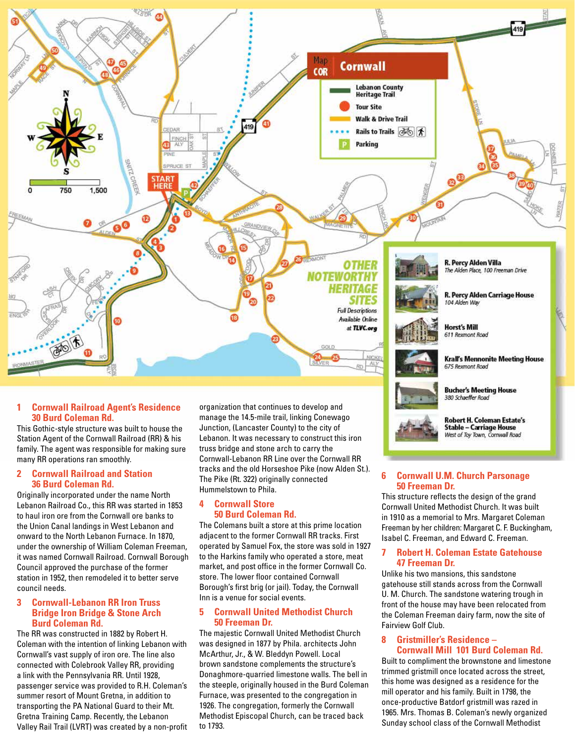## Map COR Cornwall

- Lebanon County Heritage Trail
- Tour Site
- Walk & Drive Trail
- Rails to Trails
- Parking

START HERE

### OTHER NOTEWORTHY HERITAGE SITES

Full Descriptions Available Online at *TLVC.org*

**R. Percy Alden Villa**
*The Alden Place, 100 Freeman Drive*

**R. Percy Alden Carriage House**
*104 Alden Way*

**Horst's Mill**
*611 Rexmont Road*

**Krall's Mennonite Meeting House**
*675 Rexmont Road*

**Bucher's Meeting House**
*380 Schaeffer Road*

**Robert H. Coleman Estate's Stable – Carriage House**
*West of Toy Town, Cornwall Road*

### 1 Cornwall Railroad Agent's Residence 30 Burd Coleman Rd.

This Gothic-style structure was built to house the Station Agent of the Cornwall Railroad (RR) & his family. The agent was responsible for making sure many RR operations ran smoothly.

### 2 Cornwall Railroad and Station 36 Burd Coleman Rd.

Originally incorporated under the name North Lebanon Railroad Co., this RR was started in 1853 to haul iron ore from the Cornwall ore banks to the Union Canal landings in West Lebanon and onward to the North Lebanon Furnace. In 1870, under the ownership of William Coleman Freeman, it was named Cornwall Railroad. Cornwall Borough Council approved the purchase of the former station in 1952, then remodeled it to better serve council needs.

### 3 Cornwall-Lebanon RR Iron Truss Bridge Iron Bridge & Stone Arch Burd Coleman Rd.

The RR was constructed in 1882 by Robert H. Coleman with the intention of linking Lebanon with Cornwall's vast supply of iron ore. The line also connected with Colebrook Valley RR, providing a link with the Pennsylvania RR. Until 1928, passenger service was provided to R.H. Coleman's summer resort of Mount Gretna, in addition to transporting the PA National Guard to their Mt. Gretna Training Camp. Recently, the Lebanon Valley Rail Trail (LVRT) was created by a non-profit organization that continues to develop and manage the 14.5-mile trail, linking Conewago Junction, (Lancaster County) to the city of Lebanon. It was necessary to construct this iron truss bridge and stone arch to carry the Cornwall-Lebanon RR Line over the Cornwall RR tracks and the old Horseshoe Pike (now Alden St.). The Pike (Rt. 322) originally connected Hummelstown to Phila.

### 4 Cornwall Store 50 Burd Coleman Rd.

The Colemans built a store at this prime location adjacent to the former Cornwall RR tracks. First operated by Samuel Fox, the store was sold in 1927 to the Harkins family who operated a store, meat market, and post office in the former Cornwall Co. store. The lower floor contained Cornwall Borough's first brig (or jail). Today, the Cornwall Inn is a venue for social events.

### 5 Cornwall United Methodist Church 50 Freeman Dr.

The majestic Cornwall United Methodist Church was designed in 1877 by Phila. architects John McArthur, Jr., & W. Bleddyn Powell. Local brown sandstone complements the structure's Donaghmore-quarried limestone walls. The bell in the steeple, originally housed in the Burd Coleman Furnace, was presented to the congregation in 1926. The congregation, formerly the Cornwall Methodist Episcopal Church, can be traced back to 1793.

### 6 Cornwall U.M. Church Parsonage 50 Freeman Dr.

This structure reflects the design of the grand Cornwall United Methodist Church. It was built in 1910 as a memorial to Mrs. Margaret Coleman Freeman by her children: Margaret C. F. Buckingham, Isabel C. Freeman, and Edward C. Freeman.

### 7 Robert H. Coleman Estate Gatehouse 47 Freeman Dr.

Unlike his two mansions, this sandstone gatehouse still stands across from the Cornwall U. M. Church. The sandstone watering trough in front of the house may have been relocated from the Coleman Freeman dairy farm, now the site of Fairview Golf Club.

### 8 Gristmiller's Residence – Cornwall Mill 101 Burd Coleman Rd.

Built to compliment the brownstone and limestone trimmed gristmill once located across the street, this home was designed as a residence for the mill operator and his family. Built in 1798, the once-productive Batdorf gristmill was razed in 1965. Mrs. Thomas B. Coleman's newly organized Sunday school class of the Cornwall Methodist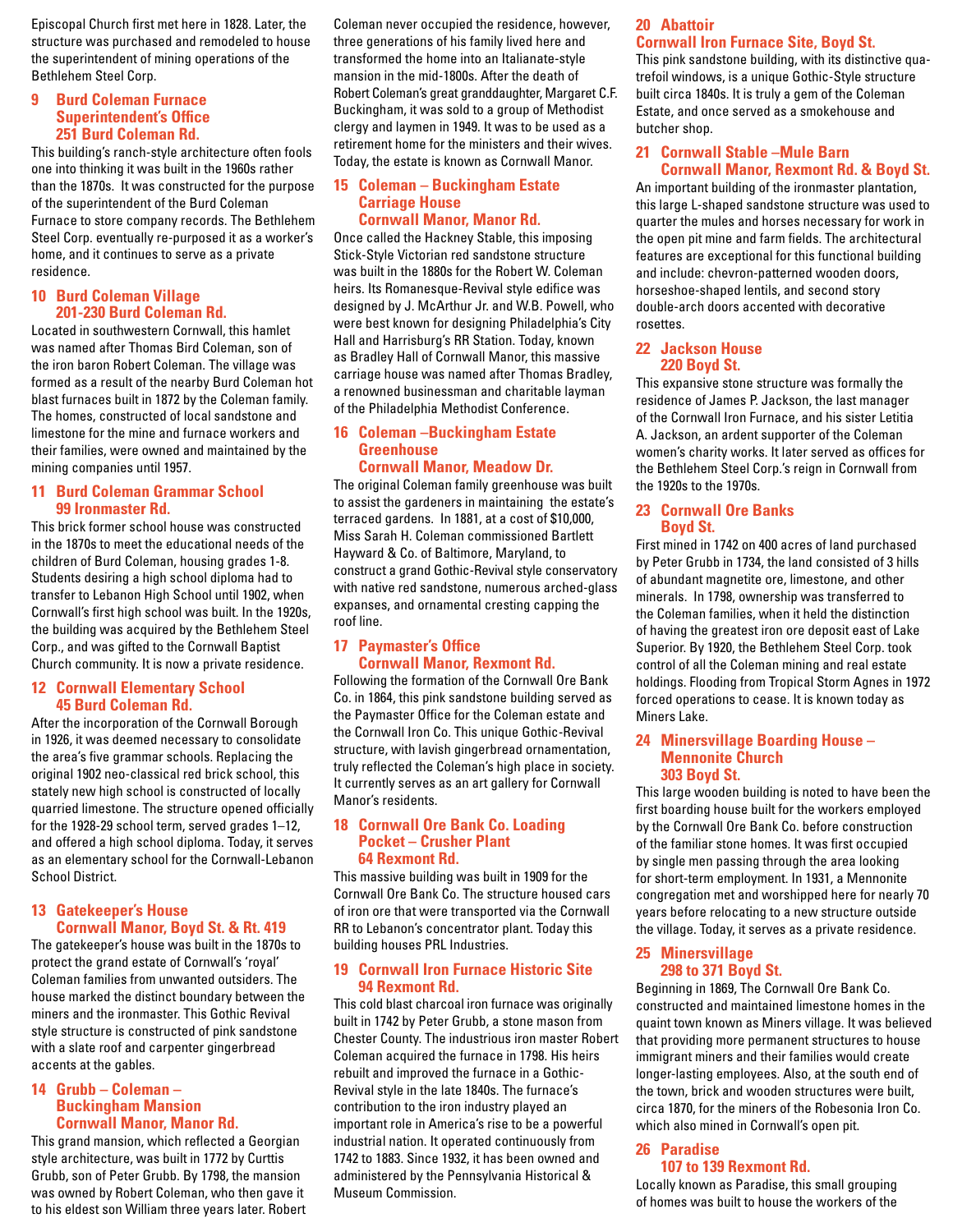Episcopal Church first met here in 1828. Later, the structure was purchased and remodeled to house the superintendent of mining operations of the Bethlehem Steel Corp.

### 9 Burd Coleman Furnace Superintendent's Office 251 Burd Coleman Rd.

This building's ranch-style architecture often fools one into thinking it was built in the 1960s rather than the 1870s. It was constructed for the purpose of the superintendent of the Burd Coleman Furnace to store company records. The Bethlehem Steel Corp. eventually re-purposed it as a worker's home, and it continues to serve as a private residence.

### 10 Burd Coleman Village 201-230 Burd Coleman Rd.

Located in southwestern Cornwall, this hamlet was named after Thomas Bird Coleman, son of the iron baron Robert Coleman. The village was formed as a result of the nearby Burd Coleman hot blast furnaces built in 1872 by the Coleman family. The homes, constructed of local sandstone and limestone for the mine and furnace workers and their families, were owned and maintained by the mining companies until 1957.

### 11 Burd Coleman Grammar School 99 Ironmaster Rd.

This brick former school house was constructed in the 1870s to meet the educational needs of the children of Burd Coleman, housing grades 1-8. Students desiring a high school diploma had to transfer to Lebanon High School until 1902, when Cornwall's first high school was built. In the 1920s, the building was acquired by the Bethlehem Steel Corp., and was gifted to the Cornwall Baptist Church community. It is now a private residence.

### 12 Cornwall Elementary School 45 Burd Coleman Rd.

After the incorporation of the Cornwall Borough in 1926, it was deemed necessary to consolidate the area's five grammar schools. Replacing the original 1902 neo-classical red brick school, this stately new high school is constructed of locally quarried limestone. The structure opened officially for the 1928-29 school term, served grades 1–12, and offered a high school diploma. Today, it serves as an elementary school for the Cornwall-Lebanon School District.

### 13 Gatekeeper's House Cornwall Manor, Boyd St. & Rt. 419

The gatekeeper's house was built in the 1870s to protect the grand estate of Cornwall's 'royal' Coleman families from unwanted outsiders. The house marked the distinct boundary between the miners and the ironmaster. This Gothic Revival style structure is constructed of pink sandstone with a slate roof and carpenter gingerbread accents at the gables.

### 14 Grubb – Coleman – Buckingham Mansion Cornwall Manor, Manor Rd.

This grand mansion, which reflected a Georgian style architecture, was built in 1772 by Curttis Grubb, son of Peter Grubb. By 1798, the mansion was owned by Robert Coleman, who then gave it to his eldest son William three years later. Robert Coleman never occupied the residence, however, three generations of his family lived here and transformed the home into an Italianate-style mansion in the mid-1800s. After the death of Robert Coleman's great granddaughter, Margaret C.F. Buckingham, it was sold to a group of Methodist clergy and laymen in 1949. It was to be used as a retirement home for the ministers and their wives. Today, the estate is known as Cornwall Manor.

### 15 Coleman – Buckingham Estate Carriage House Cornwall Manor, Manor Rd.

Once called the Hackney Stable, this imposing Stick-Style Victorian red sandstone structure was built in the 1880s for the Robert W. Coleman heirs. Its Romanesque-Revival style edifice was designed by J. McArthur Jr. and W.B. Powell, who were best known for designing Philadelphia's City Hall and Harrisburg's RR Station. Today, known as Bradley Hall of Cornwall Manor, this massive carriage house was named after Thomas Bradley, a renowned businessman and charitable layman of the Philadelphia Methodist Conference.

### 16 Coleman –Buckingham Estate Greenhouse Cornwall Manor, Meadow Dr.

The original Coleman family greenhouse was built to assist the gardeners in maintaining the estate's terraced gardens. In 1881, at a cost of $10,000, Miss Sarah H. Coleman commissioned Bartlett Hayward & Co. of Baltimore, Maryland, to construct a grand Gothic-Revival style conservatory with native red sandstone, numerous arched-glass expanses, and ornamental cresting capping the roof line.

### 17 Paymaster's Office Cornwall Manor, Rexmont Rd.

Following the formation of the Cornwall Ore Bank Co. in 1864, this pink sandstone building served as the Paymaster Office for the Coleman estate and the Cornwall Iron Co. This unique Gothic-Revival structure, with lavish gingerbread ornamentation, truly reflected the Coleman's high place in society. It currently serves as an art gallery for Cornwall Manor's residents.

### 18 Cornwall Ore Bank Co. Loading Pocket – Crusher Plant 64 Rexmont Rd.

This massive building was built in 1909 for the Cornwall Ore Bank Co. The structure housed cars of iron ore that were transported via the Cornwall RR to Lebanon's concentrator plant. Today this building houses PRL Industries.

### 19 Cornwall Iron Furnace Historic Site 94 Rexmont Rd.

This cold blast charcoal iron furnace was originally built in 1742 by Peter Grubb, a stone mason from Chester County. The industrious iron master Robert Coleman acquired the furnace in 1798. His heirs rebuilt and improved the furnace in a Gothic-Revival style in the late 1840s. The furnace's contribution to the iron industry played an important role in America's rise to be a powerful industrial nation. It operated continuously from 1742 to 1883. Since 1932, it has been owned and administered by the Pennsylvania Historical & Museum Commission.

### 20 Abattoir Cornwall Iron Furnace Site, Boyd St.

This pink sandstone building, with its distinctive quatrefoil windows, is a unique Gothic-Style structure built circa 1840s. It is truly a gem of the Coleman Estate, and once served as a smokehouse and butcher shop.

### 21 Cornwall Stable –Mule Barn Cornwall Manor, Rexmont Rd. & Boyd St.

An important building of the ironmaster plantation, this large L-shaped sandstone structure was used to quarter the mules and horses necessary for work in the open pit mine and farm fields. The architectural features are exceptional for this functional building and include: chevron-patterned wooden doors, horseshoe-shaped lentils, and second story double-arch doors accented with decorative rosettes.

### 22 Jackson House 220 Boyd St.

This expansive stone structure was formally the residence of James P. Jackson, the last manager of the Cornwall Iron Furnace, and his sister Letitia A. Jackson, an ardent supporter of the Coleman women's charity works. It later served as offices for the Bethlehem Steel Corp.'s reign in Cornwall from the 1920s to the 1970s.

### 23 Cornwall Ore Banks Boyd St.

First mined in 1742 on 400 acres of land purchased by Peter Grubb in 1734, the land consisted of 3 hills of abundant magnetite ore, limestone, and other minerals. In 1798, ownership was transferred to the Coleman families, when it held the distinction of having the greatest iron ore deposit east of Lake Superior. By 1920, the Bethlehem Steel Corp. took control of all the Coleman mining and real estate holdings. Flooding from Tropical Storm Agnes in 1972 forced operations to cease. It is known today as Miners Lake.

### 24 Minersvillage Boarding House – Mennonite Church 303 Boyd St.

This large wooden building is noted to have been the first boarding house built for the workers employed by the Cornwall Ore Bank Co. before construction of the familiar stone homes. It was first occupied by single men passing through the area looking for short-term employment. In 1931, a Mennonite congregation met and worshipped here for nearly 70 years before relocating to a new structure outside the village. Today, it serves as a private residence.

### 25 Minersvillage 298 to 371 Boyd St.

Beginning in 1869, The Cornwall Ore Bank Co. constructed and maintained limestone homes in the quaint town known as Miners village. It was believed that providing more permanent structures to house immigrant miners and their families would create longer-lasting employees. Also, at the south end of the town, brick and wooden structures were built, circa 1870, for the miners of the Robesonia Iron Co. which also mined in Cornwall's open pit.

### 26 Paradise 107 to 139 Rexmont Rd.

Locally known as Paradise, this small grouping of homes was built to house the workers of the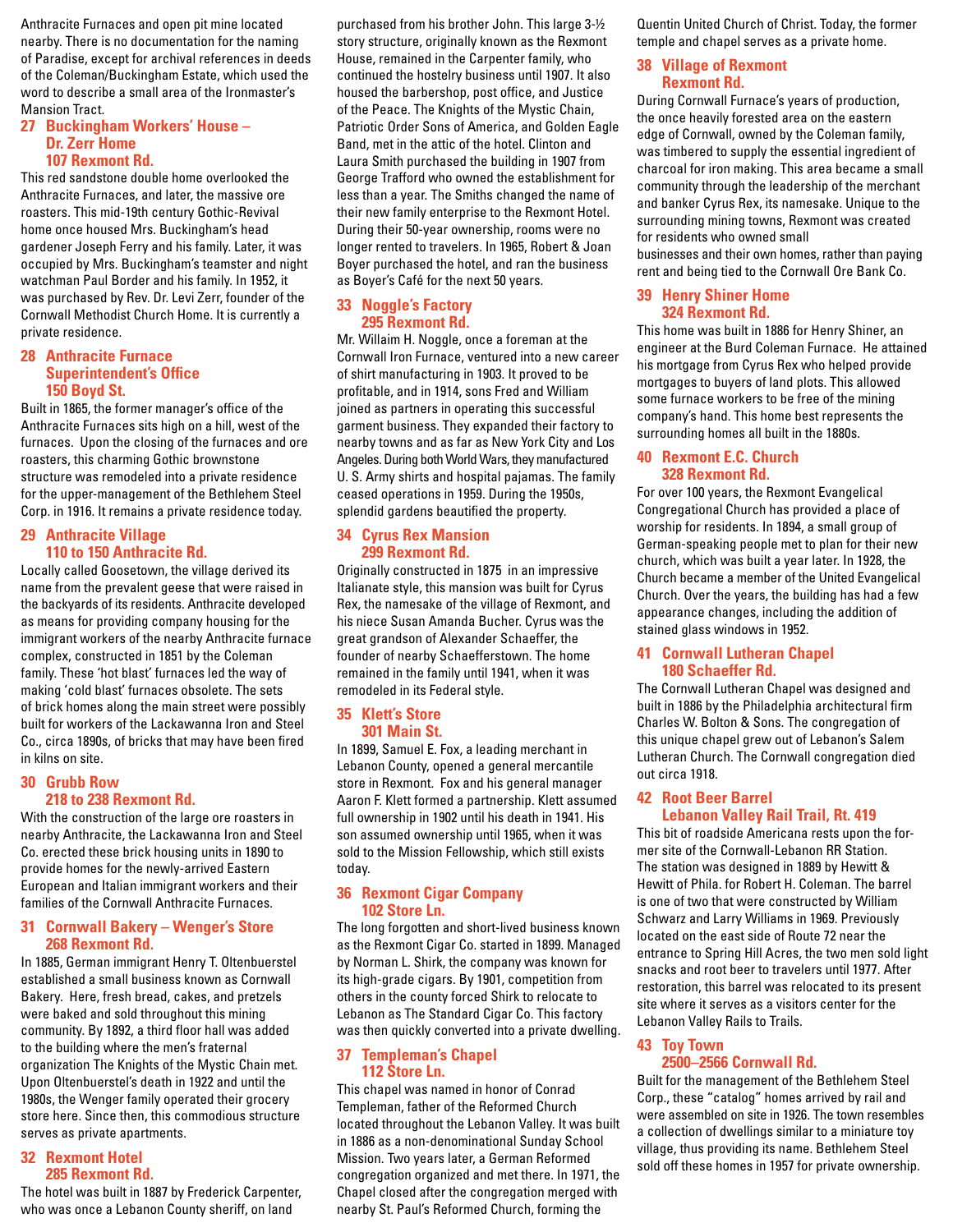Anthracite Furnaces and open pit mine located nearby. There is no documentation for the naming of Paradise, except for archival references in deeds of the Coleman/Buckingham Estate, which used the word to describe a small area of the Ironmaster's Mansion Tract.

### 27 Buckingham Workers' House – Dr. Zerr Home 107 Rexmont Rd.

This red sandstone double home overlooked the Anthracite Furnaces, and later, the massive ore roasters. This mid-19th century Gothic-Revival home once housed Mrs. Buckingham's head gardener Joseph Ferry and his family. Later, it was occupied by Mrs. Buckingham's teamster and night watchman Paul Border and his family. In 1952, it was purchased by Rev. Dr. Levi Zerr, founder of the Cornwall Methodist Church Home. It is currently a private residence.

### 28 Anthracite Furnace Superintendent's Office 150 Boyd St.

Built in 1865, the former manager's office of the Anthracite Furnaces sits high on a hill, west of the furnaces. Upon the closing of the furnaces and ore roasters, this charming Gothic brownstone structure was remodeled into a private residence for the upper-management of the Bethlehem Steel Corp. in 1916. It remains a private residence today.

### 29 Anthracite Village 110 to 150 Anthracite Rd.

Locally called Goosetown, the village derived its name from the prevalent geese that were raised in the backyards of its residents. Anthracite developed as means for providing company housing for the immigrant workers of the nearby Anthracite furnace complex, constructed in 1851 by the Coleman family. These 'hot blast' furnaces led the way of making 'cold blast' furnaces obsolete. The sets of brick homes along the main street were possibly built for workers of the Lackawanna Iron and Steel Co., circa 1890s, of bricks that may have been fired in kilns on site.

### 30 Grubb Row 218 to 238 Rexmont Rd.

With the construction of the large ore roasters in nearby Anthracite, the Lackawanna Iron and Steel Co. erected these brick housing units in 1890 to provide homes for the newly-arrived Eastern European and Italian immigrant workers and their families of the Cornwall Anthracite Furnaces.

### 31 Cornwall Bakery – Wenger's Store 268 Rexmont Rd.

In 1885, German immigrant Henry T. Oltenbuerstel established a small business known as Cornwall Bakery. Here, fresh bread, cakes, and pretzels were baked and sold throughout this mining community. By 1892, a third floor hall was added to the building where the men's fraternal organization The Knights of the Mystic Chain met. Upon Oltenbuerstel's death in 1922 and until the 1980s, the Wenger family operated their grocery store here. Since then, this commodious structure serves as private apartments.

### 32 Rexmont Hotel 285 Rexmont Rd.

The hotel was built in 1887 by Frederick Carpenter, who was once a Lebanon County sheriff, on land purchased from his brother John. This large 3-½ story structure, originally known as the Rexmont House, remained in the Carpenter family, who continued the hostelry business until 1907. It also housed the barbershop, post office, and Justice of the Peace. The Knights of the Mystic Chain, Patriotic Order Sons of America, and Golden Eagle Band, met in the attic of the hotel. Clinton and Laura Smith purchased the building in 1907 from George Trafford who owned the establishment for less than a year. The Smiths changed the name of their new family enterprise to the Rexmont Hotel. During their 50-year ownership, rooms were no longer rented to travelers. In 1965, Robert & Joan Boyer purchased the hotel, and ran the business as Boyer's Café for the next 50 years.

### 33 Noggle's Factory 295 Rexmont Rd.

Mr. Willaim H. Noggle, once a foreman at the Cornwall Iron Furnace, ventured into a new career of shirt manufacturing in 1903. It proved to be profitable, and in 1914, sons Fred and William joined as partners in operating this successful garment business. They expanded their factory to nearby towns and as far as New York City and Los Angeles. During both World Wars, they manufactured U. S. Army shirts and hospital pajamas. The family ceased operations in 1959. During the 1950s, splendid gardens beautified the property.

### 34 Cyrus Rex Mansion 299 Rexmont Rd.

Originally constructed in 1875 in an impressive Italianate style, this mansion was built for Cyrus Rex, the namesake of the village of Rexmont, and his niece Susan Amanda Bucher. Cyrus was the great grandson of Alexander Schaeffer, the founder of nearby Schaefferstown. The home remained in the family until 1941, when it was remodeled in its Federal style.

### 35 Klett's Store 301 Main St.

In 1899, Samuel E. Fox, a leading merchant in Lebanon County, opened a general mercantile store in Rexmont. Fox and his general manager Aaron F. Klett formed a partnership. Klett assumed full ownership in 1902 until his death in 1941. His son assumed ownership until 1965, when it was sold to the Mission Fellowship, which still exists today.

### 36 Rexmont Cigar Company 102 Store Ln.

The long forgotten and short-lived business known as the Rexmont Cigar Co. started in 1899. Managed by Norman L. Shirk, the company was known for its high-grade cigars. By 1901, competition from others in the county forced Shirk to relocate to Lebanon as The Standard Cigar Co. This factory was then quickly converted into a private dwelling.

### 37 Templeman's Chapel 112 Store Ln.

This chapel was named in honor of Conrad Templeman, father of the Reformed Church located throughout the Lebanon Valley. It was built in 1886 as a non-denominational Sunday School Mission. Two years later, a German Reformed congregation organized and met there. In 1971, the Chapel closed after the congregation merged with nearby St. Paul's Reformed Church, forming the Quentin United Church of Christ. Today, the former temple and chapel serves as a private home.

### 38 Village of Rexmont Rexmont Rd.

During Cornwall Furnace's years of production, the once heavily forested area on the eastern edge of Cornwall, owned by the Coleman family, was timbered to supply the essential ingredient of charcoal for iron making. This area became a small community through the leadership of the merchant and banker Cyrus Rex, its namesake. Unique to the surrounding mining towns, Rexmont was created for residents who owned small businesses and their own homes, rather than paying rent and being tied to the Cornwall Ore Bank Co.

### 39 Henry Shiner Home 324 Rexmont Rd.

This home was built in 1886 for Henry Shiner, an engineer at the Burd Coleman Furnace. He attained his mortgage from Cyrus Rex who helped provide mortgages to buyers of land plots. This allowed some furnace workers to be free of the mining company's hand. This home best represents the surrounding homes all built in the 1880s.

### 40 Rexmont E.C. Church 328 Rexmont Rd.

For over 100 years, the Rexmont Evangelical Congregational Church has provided a place of worship for residents. In 1894, a small group of German-speaking people met to plan for their new church, which was built a year later. In 1928, the Church became a member of the United Evangelical Church. Over the years, the building has had a few appearance changes, including the addition of stained glass windows in 1952.

### 41 Cornwall Lutheran Chapel 180 Schaeffer Rd.

The Cornwall Lutheran Chapel was designed and built in 1886 by the Philadelphia architectural firm Charles W. Bolton & Sons. The congregation of this unique chapel grew out of Lebanon's Salem Lutheran Church. The Cornwall congregation died out circa 1918.

### 42 Root Beer Barrel Lebanon Valley Rail Trail, Rt. 419

This bit of roadside Americana rests upon the former site of the Cornwall-Lebanon RR Station. The station was designed in 1889 by Hewitt & Hewitt of Phila. for Robert H. Coleman. The barrel is one of two that were constructed by William Schwarz and Larry Williams in 1969. Previously located on the east side of Route 72 near the entrance to Spring Hill Acres, the two men sold light snacks and root beer to travelers until 1977. After restoration, this barrel was relocated to its present site where it serves as a visitors center for the Lebanon Valley Rails to Trails.

### 43 Toy Town 2500–2566 Cornwall Rd.

Built for the management of the Bethlehem Steel Corp., these "catalog" homes arrived by rail and were assembled on site in 1926. The town resembles a collection of dwellings similar to a miniature toy village, thus providing its name. Bethlehem Steel sold off these homes in 1957 for private ownership.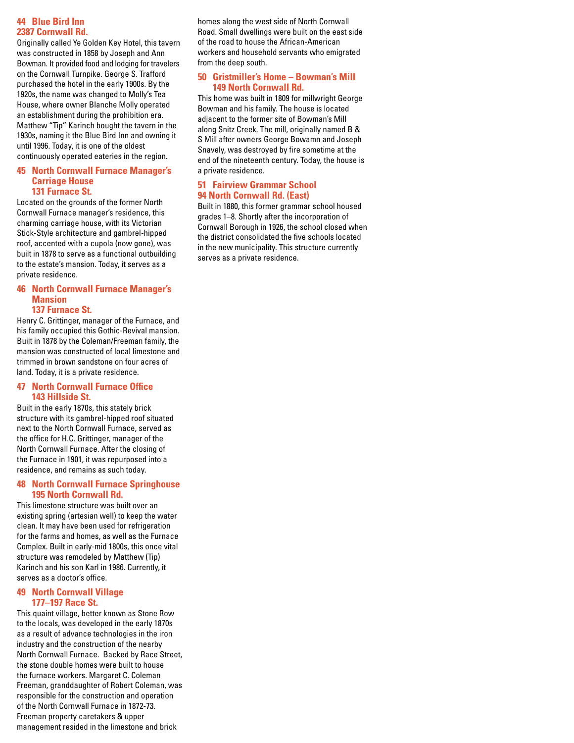### 44 Blue Bird Inn
### 2387 Cornwall Rd.

Originally called Ye Golden Key Hotel, this tavern was constructed in 1858 by Joseph and Ann Bowman. It provided food and lodging for travelers on the Cornwall Turnpike. George S. Trafford purchased the hotel in the early 1900s. By the 1920s, the name was changed to Molly's Tea House, where owner Blanche Molly operated an establishment during the prohibition era. Matthew "Tip" Karinch bought the tavern in the 1930s, naming it the Blue Bird Inn and owning it until 1996. Today, it is one of the oldest continuously operated eateries in the region.

### 45 North Cornwall Furnace Manager's Carriage House
### 131 Furnace St.

Located on the grounds of the former North Cornwall Furnace manager's residence, this charming carriage house, with its Victorian Stick-Style architecture and gambrel-hipped roof, accented with a cupola (now gone), was built in 1878 to serve as a functional outbuilding to the estate's mansion. Today, it serves as a private residence.

### 46 North Cornwall Furnace Manager's Mansion
### 137 Furnace St.

Henry C. Grittinger, manager of the Furnace, and his family occupied this Gothic-Revival mansion. Built in 1878 by the Coleman/Freeman family, the mansion was constructed of local limestone and trimmed in brown sandstone on four acres of land. Today, it is a private residence.

### 47 North Cornwall Furnace Office
### 143 Hillside St.

Built in the early 1870s, this stately brick structure with its gambrel-hipped roof situated next to the North Cornwall Furnace, served as the office for H.C. Grittinger, manager of the North Cornwall Furnace. After the closing of the Furnace in 1901, it was repurposed into a residence, and remains as such today.

### 48 North Cornwall Furnace Springhouse
### 195 North Cornwall Rd.

This limestone structure was built over an existing spring (artesian well) to keep the water clean. It may have been used for refrigeration for the farms and homes, as well as the Furnace Complex. Built in early-mid 1800s, this once vital structure was remodeled by Matthew (Tip) Karinch and his son Karl in 1986. Currently, it serves as a doctor's office.

### 49 North Cornwall Village
### 177–197 Race St.

This quaint village, better known as Stone Row to the locals, was developed in the early 1870s as a result of advance technologies in the iron industry and the construction of the nearby North Cornwall Furnace. Backed by Race Street, the stone double homes were built to house the furnace workers. Margaret C. Coleman Freeman, granddaughter of Robert Coleman, was responsible for the construction and operation of the North Cornwall Furnace in 1872-73. Freeman property caretakers & upper management resided in the limestone and brick homes along the west side of North Cornwall Road. Small dwellings were built on the east side of the road to house the African-American workers and household servants who emigrated from the deep south.

### 50 Gristmiller's Home – Bowman's Mill
### 149 North Cornwall Rd.

This home was built in 1809 for millwright George Bowman and his family. The house is located adjacent to the former site of Bowman's Mill along Snitz Creek. The mill, originally named B & S Mill after owners George Bowamn and Joseph Snavely, was destroyed by fire sometime at the end of the nineteenth century. Today, the house is a private residence.

### 51 Fairview Grammar School
### 94 North Cornwall Rd. (East)

Built in 1880, this former grammar school housed grades 1–8. Shortly after the incorporation of Cornwall Borough in 1926, the school closed when the district consolidated the five schools located in the new municipality. This structure currently serves as a private residence.